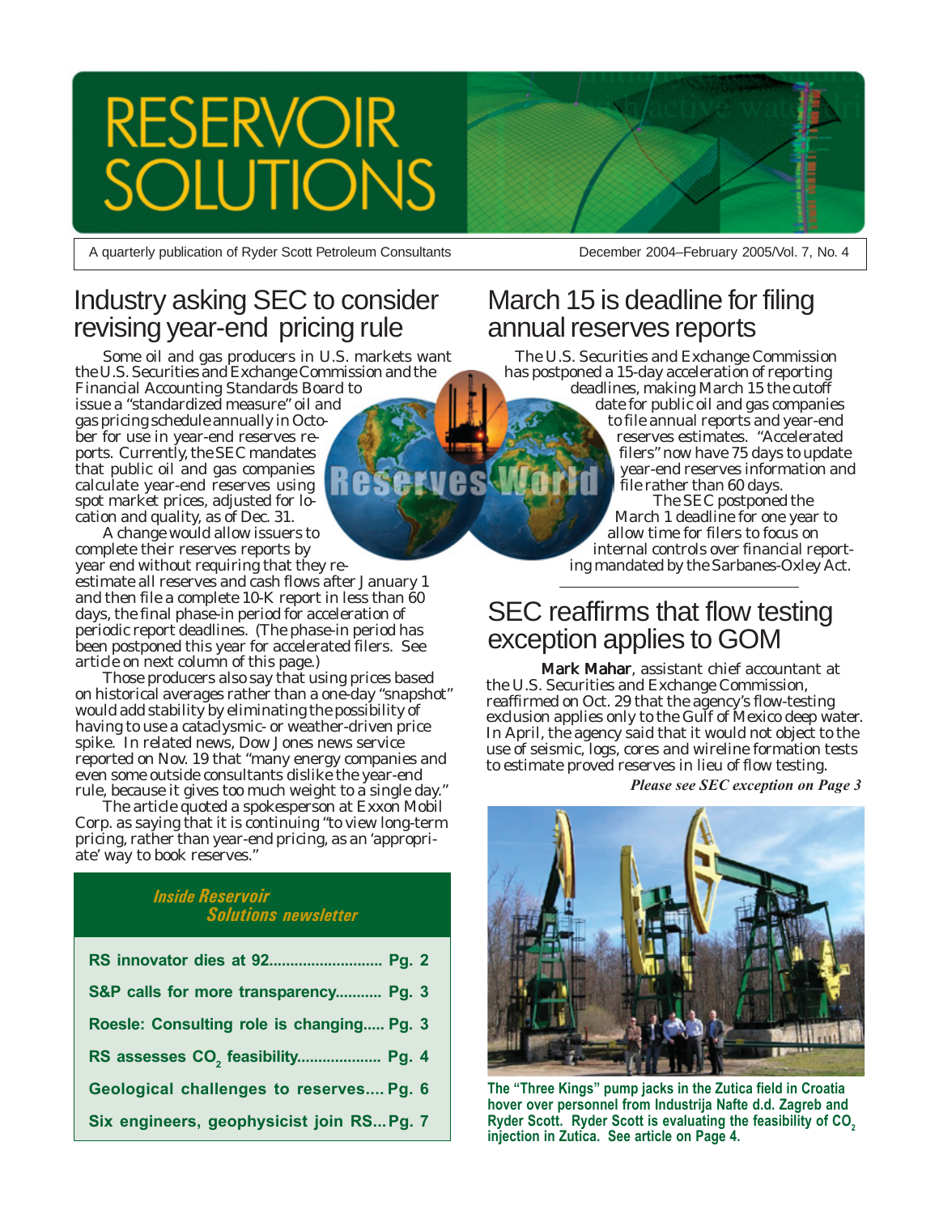# RESERVOIR SOLUTIONS

A quarterly publication of Ryder Scott Petroleum Consultants

December 2004–February 2005/Vol. 7, No. 4

## Industry asking SEC to consider revising year-end pricing rule

Some oil and gas producers in U.S. markets want the U.S. Securities and Exchange Commission and the Financial Accounting Standards Board to issue a "standardized measure" oil and gas pricing schedule annually in October for use in year-end reserves reports. Currently, the SEC mandates that public oil and gas companies calculate year-end reserves using spot market prices, adjusted for location and quality, as of Dec. 31.

A change would allow issuers to complete their reserves reports by year end without requiring that they re-estimate all reserves and cash flows after January 1 and then file a complete 10-K report in less than 60 days, the final phase-in period for acceleration of periodic report deadlines. (The phase-in period has been postponed this year for accelerated filers. See article on next column of this page.)

Those producers also say that using prices based on historical averages rather than a one-day "snapshot" would add stability by eliminating the possibility of having to use a cataclysmic- or weather-driven price spike. In related news, Dow Jones news service reported on Nov. 19 that "many energy companies and even some outside consultants dislike the year-end rule, because it gives too much weight to a single day."

The article quoted a spokesperson at Exxon Mobil Corp. as saying that it is continuing "to view long-term pricing, rather than year-end pricing, as an 'appropriate' way to book reserves."

Reserves World

## March 15 is deadline for filing annual reserves reports

The U.S. Securities and Exchange Commission has postponed a 15-day acceleration of reporting deadlines, making March 15 the cutoff date for public oil and gas companies to file annual reports and year-end reserves estimates. "Accelerated filers" now have 75 days to update year-end reserves information and file rather than 60 days.

The SEC postponed the March 1 deadline for one year to allow time for filers to focus on internal controls over financial reporting mandated by the Sarbanes-Oxley Act.

## SEC reaffirms that flow testing exception applies to GOM

**Mark Mahar**, assistant chief accountant at the U.S. Securities and Exchange Commission, reaffirmed on Oct. 29 that the agency's flow-testing exclusion applies only to the Gulf of Mexico deep water. In April, the agency said that it would not object to the use of seismic, logs, cores and wireline formation tests to estimate proved reserves in lieu of flow testing.

***Please see SEC exception on Page 3***

### *Inside Reservoir Solutions newsletter*

| | |
|---|---|
| **RS innovator dies at 92** | **Pg. 2** |
| **S&P calls for more transparency** | **Pg. 3** |
| **Roesle: Consulting role is changing** | **Pg. 3** |
| **RS assesses $CO_2$ feasibility** | **Pg. 4** |
| **Geological challenges to reserves** | **Pg. 6** |
| **Six engineers, geophysicist join RS** | **Pg. 7** |

**The "Three Kings" pump jacks in the Zutica field in Croatia hover over personnel from Industrija Nafte d.d. Zagreb and Ryder Scott. Ryder Scott is evaluating the feasibility of $CO_2$ injection in Zutica. See article on Page 4.**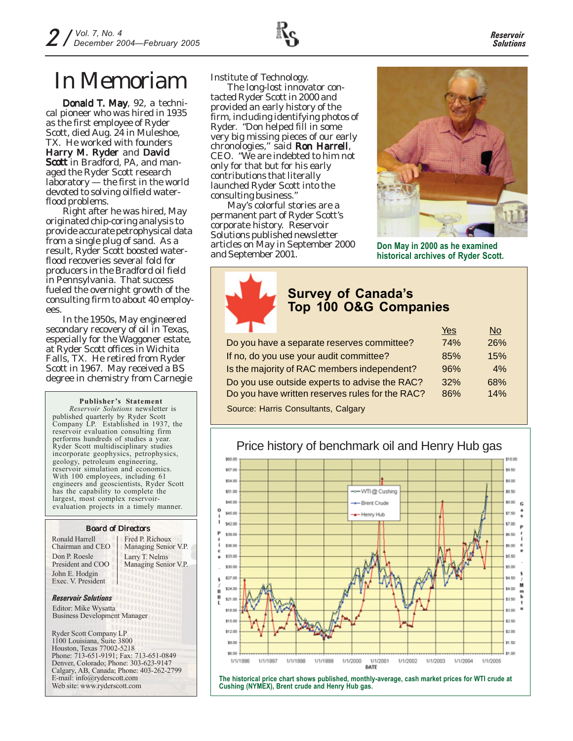# In Memoriam

**Donald T. May**, 92, a technical pioneer who was hired in 1935 as the first employee of Ryder Scott, died Aug. 24 in Muleshoe, TX. He worked with founders **Harry M. Ryder** and **David Scott** in Bradford, PA, and managed the Ryder Scott research laboratory — the first in the world devoted to solving oilfield waterflood problems.

Right after he was hired, May originated chip-coring analysis to provide accurate petrophysical data from a single plug of sand. As a result, Ryder Scott boosted waterflood recoveries several fold for producers in the Bradford oil field in Pennsylvania. That success fueled the overnight growth of the consulting firm to about 40 employees.

In the 1950s, May engineered secondary recovery of oil in Texas, especially for the Waggoner estate, at Ryder Scott offices in Wichita Falls, TX. He retired from Ryder Scott in 1967. May received a BS degree in chemistry from Carnegie Institute of Technology.

The long-lost innovator contacted Ryder Scott in 2000 and provided an early history of the firm, including identifying photos of Ryder. "Don helped fill in some very big missing pieces of our early chronologies," said **Ron Harrell**, CEO. "We are indebted to him not only for that but for his early contributions that literally launched Ryder Scott into the consulting business."

May's colorful stories are a permanent part of Ryder Scott's corporate history. Reservoir Solutions published newsletter articles on May in September 2000 and September 2001.

Don May in 2000 as he examined historical archives of Ryder Scott.

## Survey of Canada's Top 100 O&G Companies

| | Yes | No |
|---|---|---|
| Do you have a separate reserves committee? | 74% | 26% |
| If no, do you use your audit committee? | 85% | 15% |
| Is the majority of RAC members independent? | 96% | 4% |
| Do you use outside experts to advise the RAC? | 32% | 68% |
| Do you have written reserves rules for the RAC? | 86% | 14% |

Source: Harris Consultants, Calgary

### Price history of benchmark oil and Henry Hub gas

The historical price chart shows published, monthly-average, cash market prices for WTI crude at Cushing (NYMEX), Brent crude and Henry Hub gas.

**Publisher's Statement**

*Reservoir Solutions* newsletter is published quarterly by Ryder Scott Company LP. Established in 1937, the reservoir evaluation consulting firm performs hundreds of studies a year. Ryder Scott multidisciplinary studies incorporate geophysics, petrophysics, geology, petroleum engineering, reservoir simulation and economics. With 100 employees, including 61 engineers and geoscientists, Ryder Scott has the capability to complete the largest, most complex reservoir-evaluation projects in a timely manner.

**Board of Directors**

| | |
|---|---|
| Ronald Harrell<br>Chairman and CEO | Fred P. Richoux<br>Managing Senior V.P. |
| Don P. Roesle<br>President and COO | Larry T. Nelms<br>Managing Senior V.P. |
| John E. Hodgin<br>Exec. V. President | |

***Reservoir Solutions***

Editor: Mike Wysatta
Business Development Manager

Ryder Scott Company LP
1100 Louisiana, Suite 3800
Houston, Texas 77002-5218
Phone: 713-651-9191; Fax: 713-651-0849
Denver, Colorado; Phone: 303-623-9147
Calgary, AB, Canada; Phone: 403-262-2799
E-mail: info@ryderscott.com
Web site: www.ryderscott.com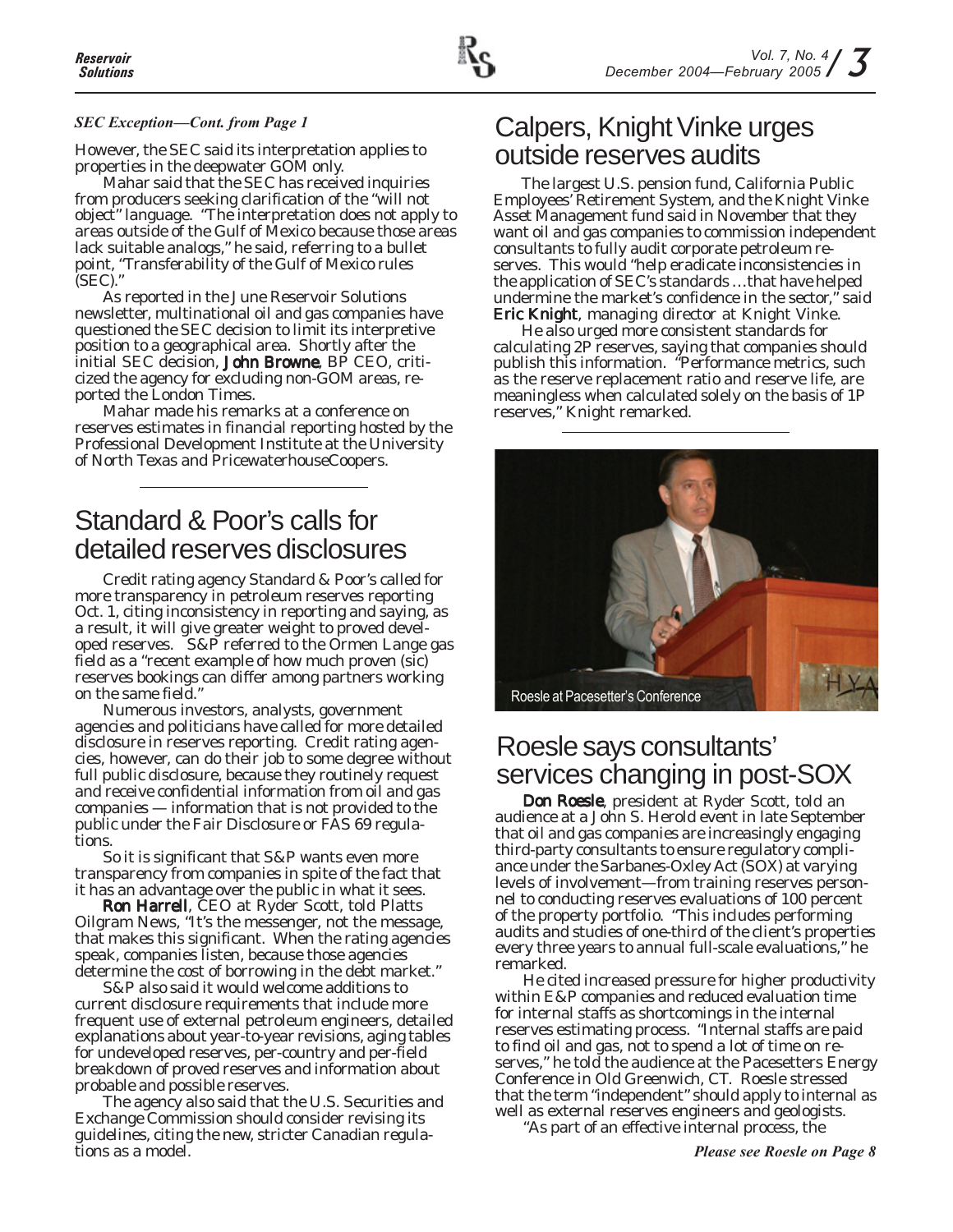*SEC Exception—Cont. from Page 1*

However, the SEC said its interpretation applies to properties in the deepwater GOM only.

Mahar said that the SEC has received inquiries from producers seeking clarification of the "will not object" language. "The interpretation does not apply to areas outside of the Gulf of Mexico because those areas lack suitable analogs," he said, referring to a bullet point, "Transferability of the Gulf of Mexico rules (SEC)."

As reported in the June Reservoir Solutions newsletter, multinational oil and gas companies have questioned the SEC decision to limit its interpretive position to a geographical area. Shortly after the initial SEC decision, **John Browne**, BP CEO, criticized the agency for excluding non-GOM areas, reported the London Times.

Mahar made his remarks at a conference on reserves estimates in financial reporting hosted by the Professional Development Institute at the University of North Texas and PricewaterhouseCoopers.

## Standard & Poor's calls for detailed reserves disclosures

Credit rating agency Standard & Poor's called for more transparency in petroleum reserves reporting Oct. 1, citing inconsistency in reporting and saying, as a result, it will give greater weight to proved developed reserves. S&P referred to the Ormen Lange gas field as a "recent example of how much proven (sic) reserves bookings can differ among partners working on the same field."

Numerous investors, analysts, government agencies and politicians have called for more detailed disclosure in reserves reporting. Credit rating agencies, however, can do their job to some degree without full public disclosure, because they routinely request and receive confidential information from oil and gas companies — information that is not provided to the public under the Fair Disclosure or FAS 69 regulations.

So it is significant that S&P wants even more transparency from companies in spite of the fact that it has an advantage over the public in what it sees.

**Ron Harrell**, CEO at Ryder Scott, told Platts Oilgram News, "It's the messenger, not the message, that makes this significant. When the rating agencies speak, companies listen, because those agencies determine the cost of borrowing in the debt market."

S&P also said it would welcome additions to current disclosure requirements that include more frequent use of external petroleum engineers, detailed explanations about year-to-year revisions, aging tables for undeveloped reserves, per-country and per-field breakdown of proved reserves and information about probable and possible reserves.

The agency also said that the U.S. Securities and Exchange Commission should consider revising its guidelines, citing the new, stricter Canadian regulations as a model.

## Calpers, Knight Vinke urges outside reserves audits

The largest U.S. pension fund, California Public Employees' Retirement System, and the Knight Vinke Asset Management fund said in November that they want oil and gas companies to commission independent consultants to fully audit corporate petroleum reserves. This would "help eradicate inconsistencies in the application of SEC's standards …that have helped undermine the market's confidence in the sector," said **Eric Knight**, managing director at Knight Vinke.

He also urged more consistent standards for calculating 2P reserves, saying that companies should publish this information. "Performance metrics, such as the reserve replacement ratio and reserve life, are meaningless when calculated solely on the basis of 1P reserves," Knight remarked.

Roesle at Pacesetter's Conference

## Roesle says consultants' services changing in post-SOX

**Don Roesle**, president at Ryder Scott, told an audience at a John S. Herold event in late September that oil and gas companies are increasingly engaging third-party consultants to ensure regulatory compliance under the Sarbanes-Oxley Act (SOX) at varying levels of involvement—from training reserves personnel to conducting reserves evaluations of 100 percent of the property portfolio. "This includes performing audits and studies of one-third of the client's properties every three years to annual full-scale evaluations," he remarked.

He cited increased pressure for higher productivity within E&P companies and reduced evaluation time for internal staffs as shortcomings in the internal reserves estimating process. "Internal staffs are paid to find oil and gas, not to spend a lot of time on reserves," he told the audience at the Pacesetters Energy Conference in Old Greenwich, CT. Roesle stressed that the term "independent" should apply to internal as well as external reserves engineers and geologists.

"As part of an effective internal process, the

*Please see Roesle on Page 8*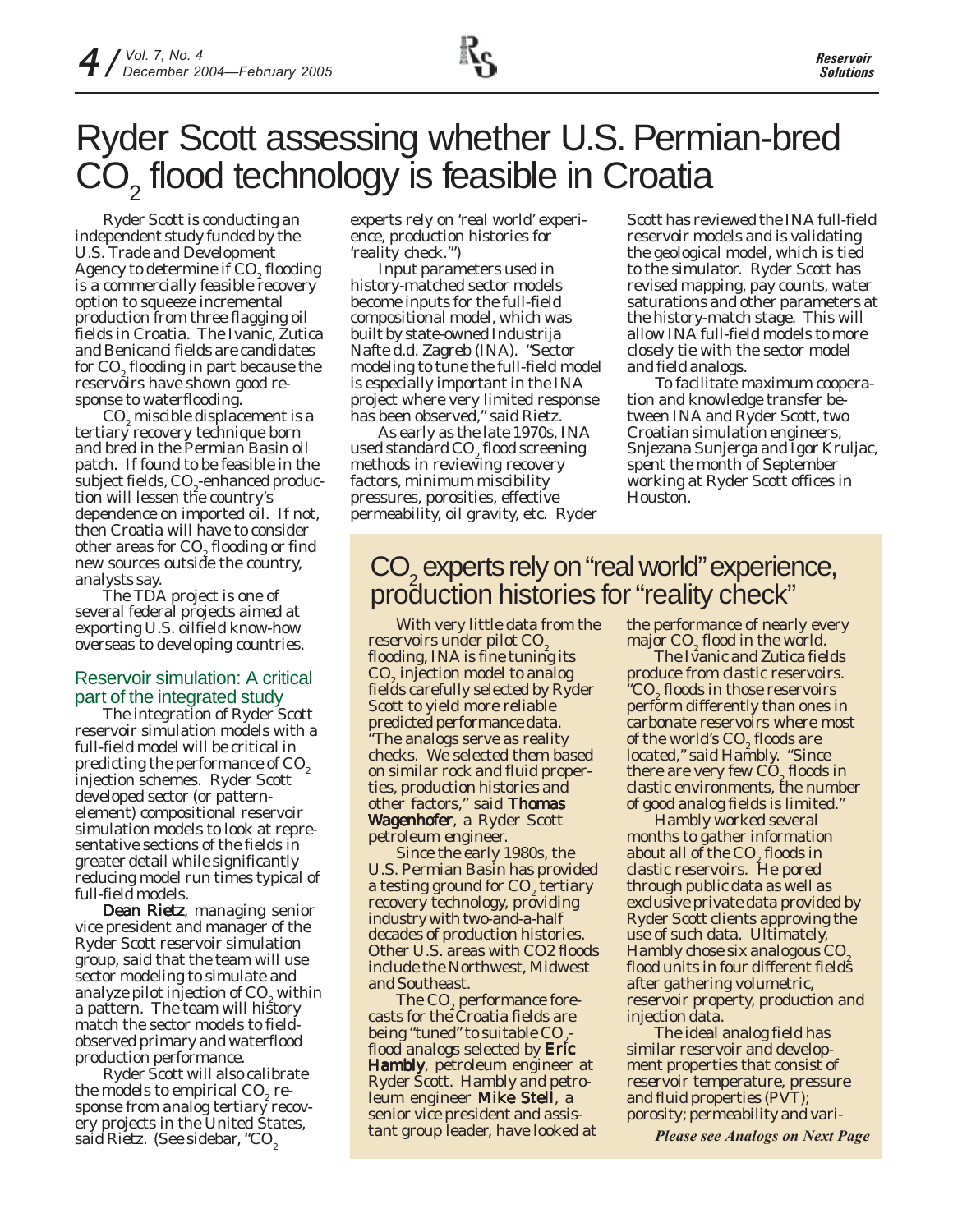# Ryder Scott assessing whether U.S. Permian-bred $CO_2$ flood technology is feasible in Croatia

Ryder Scott is conducting an independent study funded by the U.S. Trade and Development Agency to determine if $CO_2$ flooding is a commercially feasible recovery option to squeeze incremental production from three flagging oil fields in Croatia. The Ivanic, Zutica and Benicanci fields are candidates for $CO_2$ flooding in part because the reservoirs have shown good response to waterflooding.

$CO_2$ miscible displacement is a tertiary recovery technique born and bred in the Permian Basin oil patch. If found to be feasible in the subject fields, $CO_2$-enhanced production will lessen the country's dependence on imported oil. If not, then Croatia will have to consider other areas for $CO_2$ flooding or find new sources outside the country, analysts say.

The TDA project is one of several federal projects aimed at exporting U.S. oilfield know-how overseas to developing countries.

## Reservoir simulation: A critical part of the integrated study

The integration of Ryder Scott reservoir simulation models with a full-field model will be critical in predicting the performance of $CO_2$ injection schemes. Ryder Scott developed sector (or pattern-element) compositional reservoir simulation models to look at representative sections of the fields in greater detail while significantly reducing model run times typical of full-field models.

**Dean Rietz**, managing senior vice president and manager of the Ryder Scott reservoir simulation group, said that the team will use sector modeling to simulate and analyze pilot injection of $CO_2$ within a pattern. The team will history match the sector models to field-observed primary and waterflood production performance.

Ryder Scott will also calibrate the models to empirical $CO_2$ response from analog tertiary recovery projects in the United States, said Rietz. (See sidebar, "$CO_2$ experts rely on 'real world' experience, production histories for 'reality check.'")

Input parameters used in history-matched sector models become inputs for the full-field compositional model, which was built by state-owned Industrija Nafte d.d. Zagreb (INA). "Sector modeling to tune the full-field model is especially important in the INA project where very limited response has been observed," said Rietz.

As early as the late 1970s, INA used standard $CO_2$ flood screening methods in reviewing recovery factors, minimum miscibility pressures, porosities, effective permeability, oil gravity, etc. Ryder Scott has reviewed the INA full-field reservoir models and is validating the geological model, which is tied to the simulator. Ryder Scott has revised mapping, pay counts, water saturations and other parameters at the history-match stage. This will allow INA full-field models to more closely tie with the sector model and field analogs.

To facilitate maximum cooperation and knowledge transfer between INA and Ryder Scott, two Croatian simulation engineers, Snjezana Sunjerga and Igor Kruljac, spent the month of September working at Ryder Scott offices in Houston.

## $CO_2$ experts rely on "real world" experience, production histories for "reality check"

With very little data from the reservoirs under pilot $CO_2$ flooding, INA is fine tuning its $CO_2$ injection model to analog fields carefully selected by Ryder Scott to yield more reliable predicted performance data. "The analogs serve as reality checks. We selected them based on similar rock and fluid properties, production histories and other factors," said **Thomas Wagenhofer**, a Ryder Scott petroleum engineer.

Since the early 1980s, the U.S. Permian Basin has provided a testing ground for $CO_2$ tertiary recovery technology, providing industry with two-and-a-half decades of production histories. Other U.S. areas with CO2 floods include the Northwest, Midwest and Southeast.

The $CO_2$ performance forecasts for the Croatia fields are being "tuned" to suitable $CO_2$-flood analogs selected by **Eric Hambly**, petroleum engineer at Ryder Scott. Hambly and petroleum engineer **Mike Stell**, a senior vice president and assistant group leader, have looked at the performance of nearly every major $CO_2$ flood in the world.

The Ivanic and Zutica fields produce from clastic reservoirs. "$CO_2$ floods in those reservoirs perform differently than ones in carbonate reservoirs where most of the world's $CO_2$ floods are located," said Hambly. "Since there are very few $CO_2$ floods in clastic environments, the number of good analog fields is limited."

Hambly worked several months to gather information about all of the $CO_2$ floods in clastic reservoirs. He pored through public data as well as exclusive private data provided by Ryder Scott clients approving the use of such data. Ultimately, Hambly chose six analogous $CO_2$ flood units in four different fields after gathering volumetric, reservoir property, production and injection data.

The ideal analog field has similar reservoir and development properties that consist of reservoir temperature, pressure and fluid properties (PVT); porosity; permeability and vari-

*Please see Analogs on Next Page*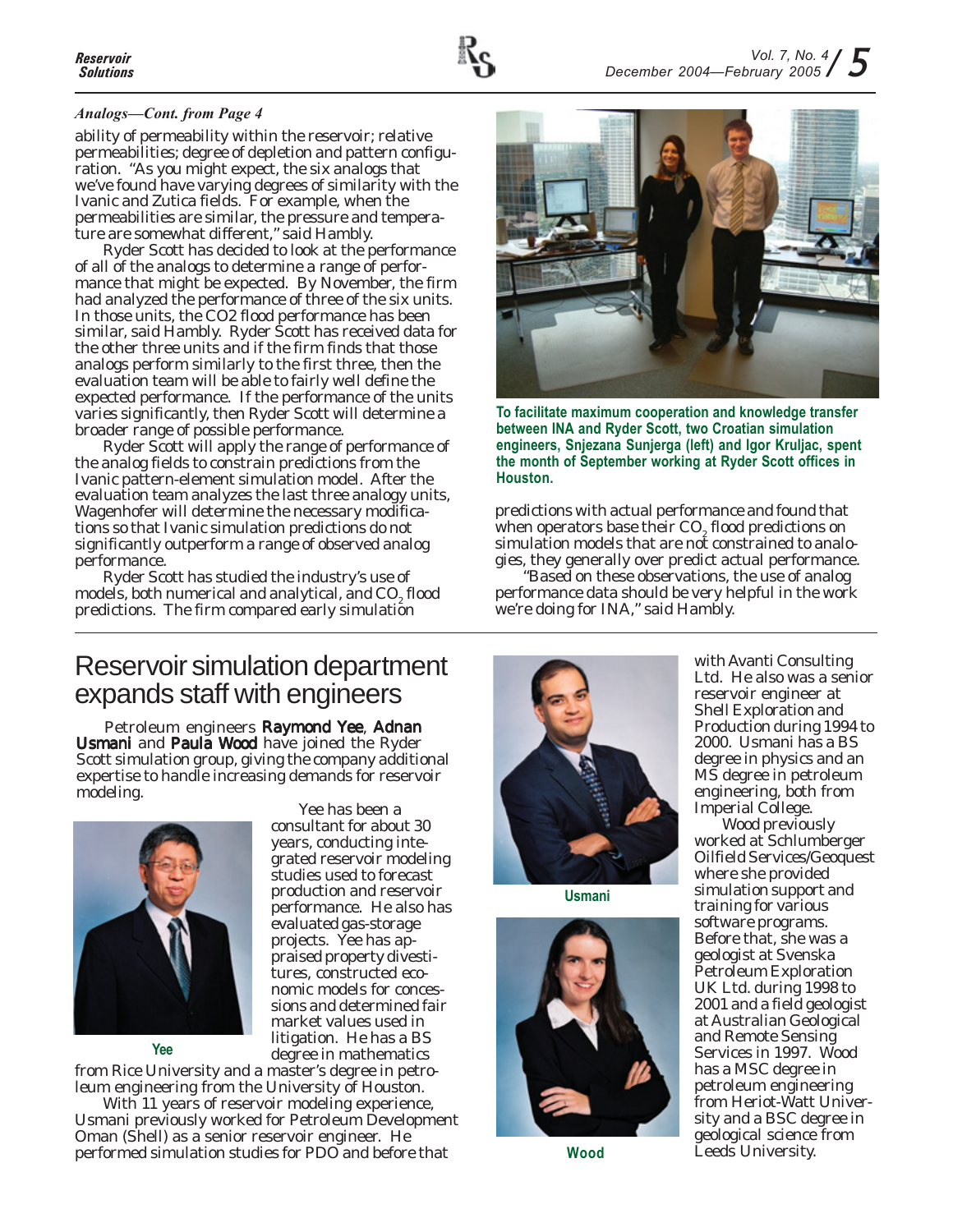*Analogs—Cont. from Page 4*

ability of permeability within the reservoir; relative permeabilities; degree of depletion and pattern configuration. "As you might expect, the six analogs that we've found have varying degrees of similarity with the Ivanic and Zutica fields. For example, when the permeabilities are similar, the pressure and temperature are somewhat different," said Hambly.

Ryder Scott has decided to look at the performance of all of the analogs to determine a range of performance that might be expected. By November, the firm had analyzed the performance of three of the six units. In those units, the CO2 flood performance has been similar, said Hambly. Ryder Scott has received data for the other three units and if the firm finds that those analogs perform similarly to the first three, then the evaluation team will be able to fairly well define the expected performance. If the performance of the units varies significantly, then Ryder Scott will determine a broader range of possible performance.

Ryder Scott will apply the range of performance of the analog fields to constrain predictions from the Ivanic pattern-element simulation model. After the evaluation team analyzes the last three analogy units, Wagenhofer will determine the necessary modifications so that Ivanic simulation predictions do not significantly outperform a range of observed analog performance.

Ryder Scott has studied the industry's use of models, both numerical and analytical, and $CO_2$ flood predictions. The firm compared early simulation predictions with actual performance and found that when operators base their $CO_2$ flood predictions on simulation models that are not constrained to analogies, they generally over predict actual performance.

"Based on these observations, the use of analog performance data should be very helpful in the work we're doing for INA," said Hambly.

To facilitate maximum cooperation and knowledge transfer between INA and Ryder Scott, two Croatian simulation engineers, Snjezana Sunjerga (left) and Igor Kruljac, spent the month of September working at Ryder Scott offices in Houston.

# Reservoir simulation department expands staff with engineers

Petroleum engineers **Raymond Yee**, **Adnan Usmani** and **Paula Wood** have joined the Ryder Scott simulation group, giving the company additional expertise to handle increasing demands for reservoir modeling.

Yee

Yee has been a consultant for about 30 years, conducting integrated reservoir modeling studies used to forecast production and reservoir performance. He also has evaluated gas-storage projects. Yee has appraised property divestitures, constructed economic models for concessions and determined fair market values used in litigation. He has a BS degree in mathematics from Rice University and a master's degree in petroleum engineering from the University of Houston.

With 11 years of reservoir modeling experience, Usmani previously worked for Petroleum Development Oman (Shell) as a senior reservoir engineer. He performed simulation studies for PDO and before that with Avanti Consulting Ltd. He also was a senior reservoir engineer at Shell Exploration and Production during 1994 to 2000. Usmani has a BS degree in physics and an MS degree in petroleum engineering, both from Imperial College.

Usmani

Wood

Wood previously worked at Schlumberger Oilfield Services/Geoquest where she provided simulation support and training for various software programs. Before that, she was a geologist at Svenska Petroleum Exploration UK Ltd. during 1998 to 2001 and a field geologist at Australian Geological and Remote Sensing Services in 1997. Wood has a MSC degree in petroleum engineering from Heriot-Watt University and a BSC degree in geological science from Leeds University.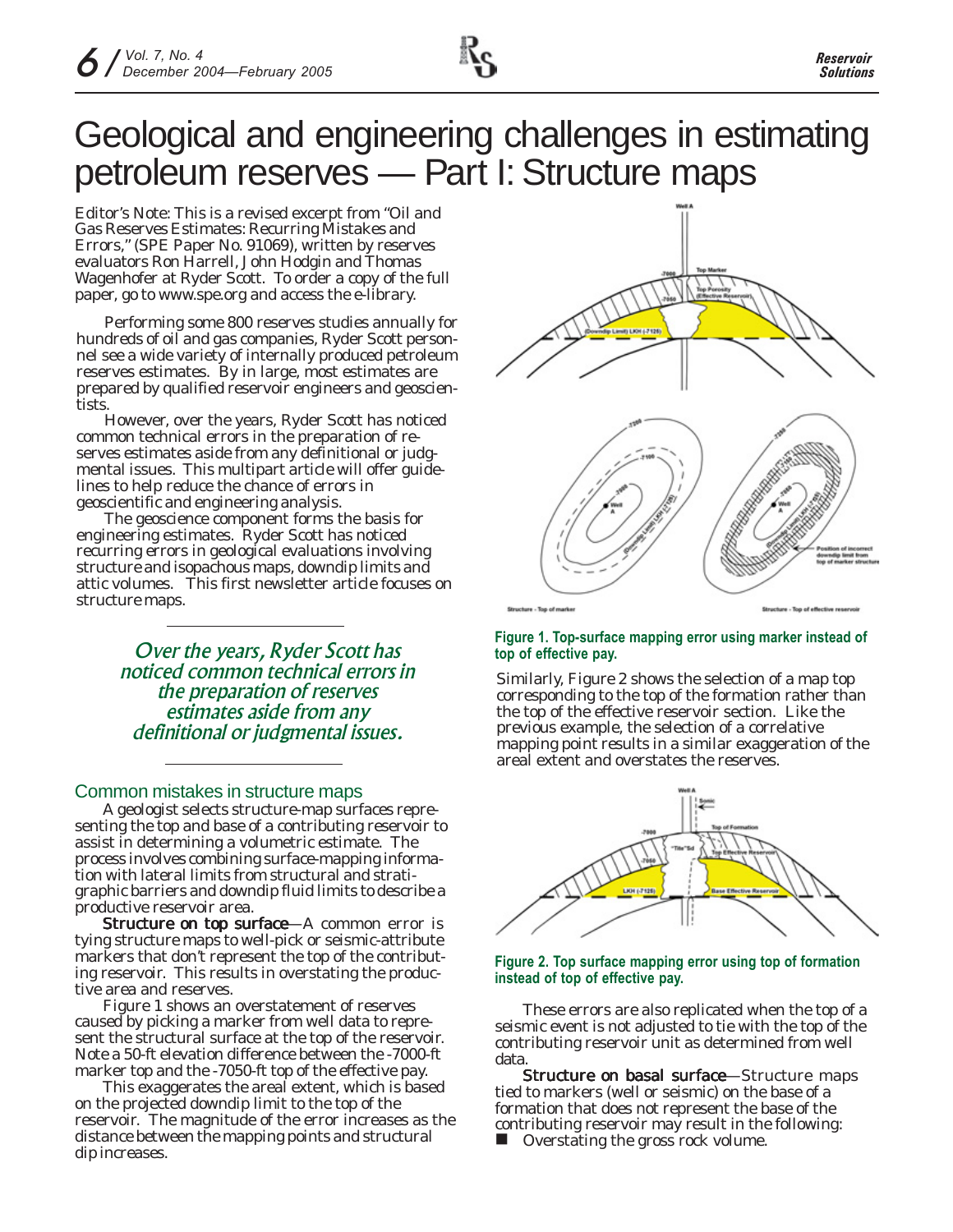# Geological and engineering challenges in estimating petroleum reserves — Part I: Structure maps

Editor's Note: This is a revised excerpt from "Oil and Gas Reserves Estimates: Recurring Mistakes and Errors," (SPE Paper No. 91069), written by reserves evaluators Ron Harrell, John Hodgin and Thomas Wagenhofer at Ryder Scott. To order a copy of the full paper, go to www.spe.org and access the e-library.

Performing some 800 reserves studies annually for hundreds of oil and gas companies, Ryder Scott personnel see a wide variety of internally produced petroleum reserves estimates. By in large, most estimates are prepared by qualified reservoir engineers and geoscientists.

However, over the years, Ryder Scott has noticed common technical errors in the preparation of reserves estimates aside from any definitional or judgmental issues. This multipart article will offer guidelines to help reduce the chance of errors in geoscientific and engineering analysis.

The geoscience component forms the basis for engineering estimates. Ryder Scott has noticed recurring errors in geological evaluations involving structure and isopachous maps, downdip limits and attic volumes. This first newsletter article focuses on structure maps.

> *Over the years, Ryder Scott has noticed common technical errors in the preparation of reserves estimates aside from any definitional or judgmental issues.*

## Common mistakes in structure maps

A geologist selects structure-map surfaces representing the top and base of a contributing reservoir to assist in determining a volumetric estimate. The process involves combining surface-mapping information with lateral limits from structural and stratigraphic barriers and downdip fluid limits to describe a productive reservoir area.

**Structure on top surface**—A common error is tying structure maps to well-pick or seismic-attribute markers that don't represent the top of the contributing reservoir. This results in overstating the productive area and reserves.

Figure 1 shows an overstatement of reserves caused by picking a marker from well data to represent the structural surface at the top of the reservoir. Note a 50-ft elevation difference between the -7000-ft marker top and the -7050-ft top of the effective pay.

This exaggerates the areal extent, which is based on the projected downdip limit to the top of the reservoir. The magnitude of the error increases as the distance between the mapping points and structural dip increases.

**Figure 1. Top-surface mapping error using marker instead of top of effective pay.**

Similarly, Figure 2 shows the selection of a map top corresponding to the top of the formation rather than the top of the effective reservoir section. Like the previous example, the selection of a correlative mapping point results in a similar exaggeration of the areal extent and overstates the reserves.

**Figure 2. Top surface mapping error using top of formation instead of top of effective pay.**

These errors are also replicated when the top of a seismic event is not adjusted to tie with the top of the contributing reservoir unit as determined from well data.

**Structure on basal surface**—Structure maps tied to markers (well or seismic) on the base of a formation that does not represent the base of the contributing reservoir may result in the following:

- Overstating the gross rock volume.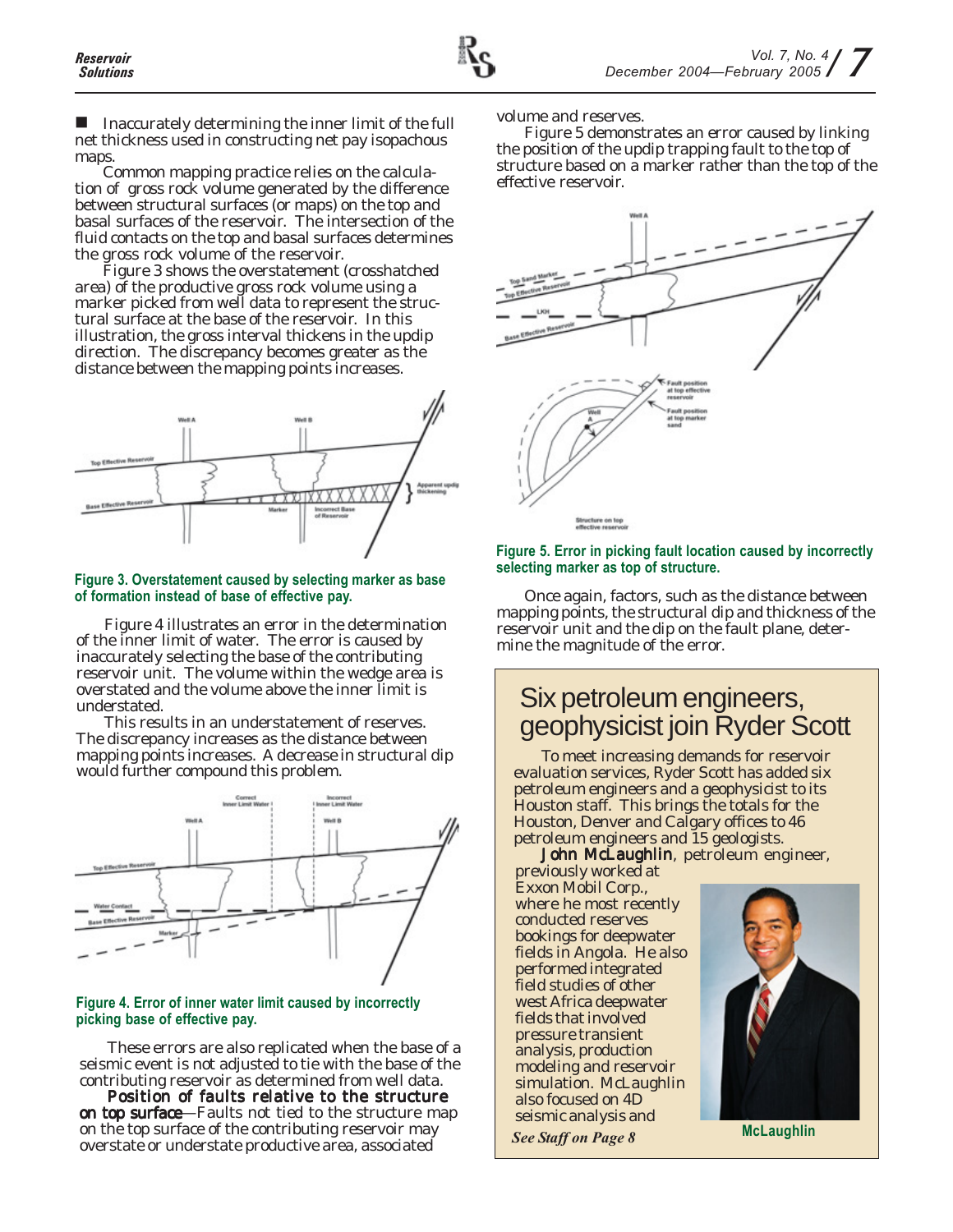- Inaccurately determining the inner limit of the full net thickness used in constructing net pay isopachous maps.

Common mapping practice relies on the calculation of gross rock volume generated by the difference between structural surfaces (or maps) on the top and basal surfaces of the reservoir. The intersection of the fluid contacts on the top and basal surfaces determines the gross rock volume of the reservoir.

Figure 3 shows the overstatement (crosshatched area) of the productive gross rock volume using a marker picked from well data to represent the structural surface at the base of the reservoir. In this illustration, the gross interval thickens in the updip direction. The discrepancy becomes greater as the distance between the mapping points increases.

**Figure 3. Overstatement caused by selecting marker as base of formation instead of base of effective pay.**

Figure 4 illustrates an error in the determination of the inner limit of water. The error is caused by inaccurately selecting the base of the contributing reservoir unit. The volume within the wedge area is overstated and the volume above the inner limit is understated.

This results in an understatement of reserves. The discrepancy increases as the distance between mapping points increases. A decrease in structural dip would further compound this problem.

**Figure 4. Error of inner water limit caused by incorrectly picking base of effective pay.**

These errors are also replicated when the base of a seismic event is not adjusted to tie with the base of the contributing reservoir as determined from well data.

**Position of faults relative to the structure on top surface**—Faults not tied to the structure map on the top surface of the contributing reservoir may overstate or understate productive area, associated volume and reserves.

Figure 5 demonstrates an error caused by linking the position of the updip trapping fault to the top of structure based on a marker rather than the top of the effective reservoir.

**Figure 5. Error in picking fault location caused by incorrectly selecting marker as top of structure.**

Once again, factors, such as the distance between mapping points, the structural dip and thickness of the reservoir unit and the dip on the fault plane, determine the magnitude of the error.

## Six petroleum engineers, geophysicist join Ryder Scott

To meet increasing demands for reservoir evaluation services, Ryder Scott has added six petroleum engineers and a geophysicist to its Houston staff. This brings the totals for the Houston, Denver and Calgary offices to 46 petroleum engineers and 15 geologists.

**John McLaughlin**, petroleum engineer, previously worked at Exxon Mobil Corp., where he most recently conducted reserves bookings for deepwater fields in Angola. He also performed integrated field studies of other west Africa deepwater fields that involved pressure transient analysis, production modeling and reservoir simulation. McLaughlin also focused on 4D seismic analysis and

McLaughlin

*See Staff on Page 8*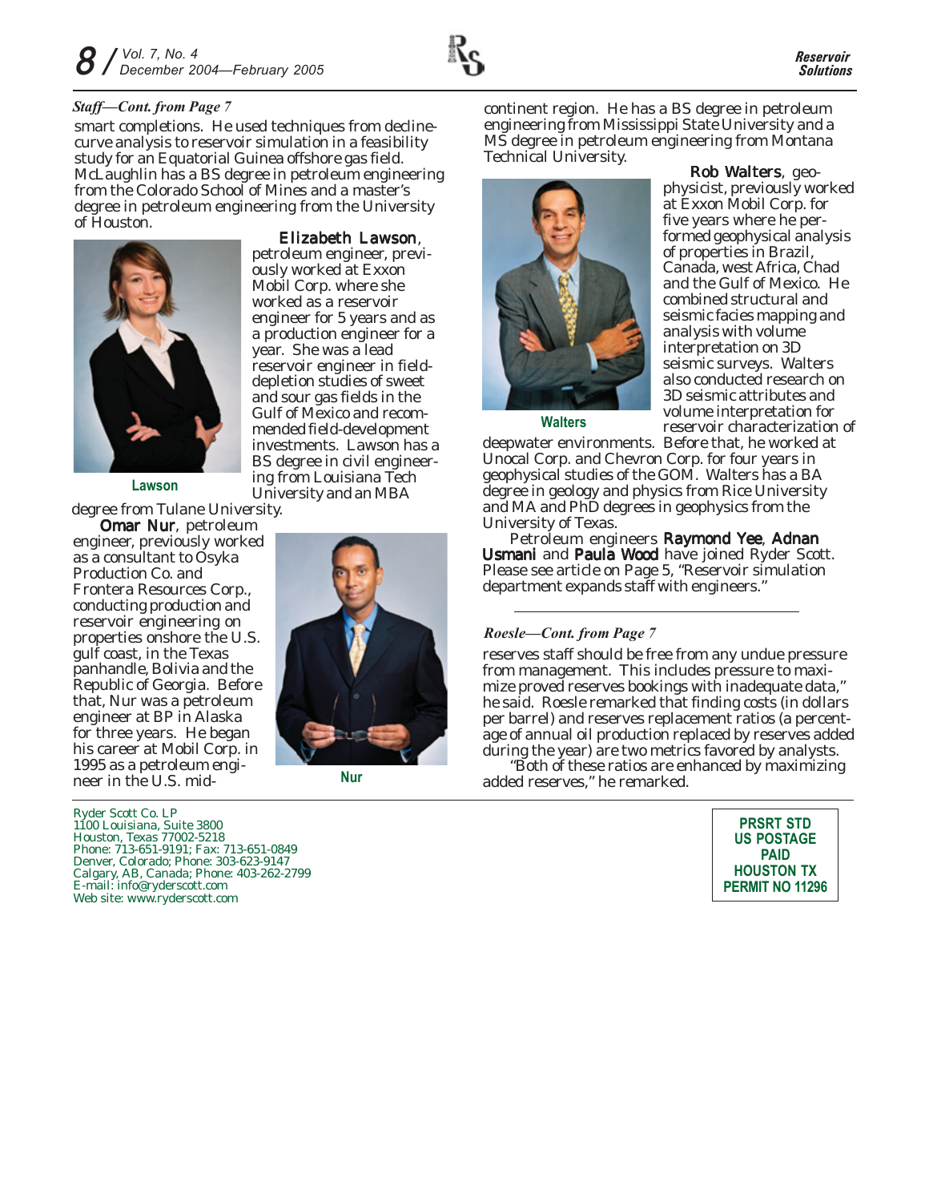*Staff—Cont. from Page 7*

smart completions. He used techniques from decline-curve analysis to reservoir simulation in a feasibility study for an Equatorial Guinea offshore gas field. McLaughlin has a BS degree in petroleum engineering from the Colorado School of Mines and a master's degree in petroleum engineering from the University of Houston.

Lawson

**Elizabeth Lawson**, petroleum engineer, previously worked at Exxon Mobil Corp. where she worked as a reservoir engineer for 5 years and as a production engineer for a year. She was a lead reservoir engineer in field-depletion studies of sweet and sour gas fields in the Gulf of Mexico and recommended field-development investments. Lawson has a BS degree in civil engineering from Louisiana Tech University and an MBA degree from Tulane University.

**Omar Nur**, petroleum engineer, previously worked as a consultant to Osyka Production Co. and Frontera Resources Corp., conducting production and reservoir engineering on properties onshore the U.S. gulf coast, in the Texas panhandle, Bolivia and the Republic of Georgia. Before that, Nur was a petroleum engineer at BP in Alaska for three years. He began his career at Mobil Corp. in 1995 as a petroleum engineer in the U.S. mid-continent region. He has a BS degree in petroleum engineering from Mississippi State University and a MS degree in petroleum engineering from Montana Technical University.

Nur

**Rob Walters**, geophysicist, previously worked at Exxon Mobil Corp. for five years where he performed geophysical analysis of properties in Brazil, Canada, west Africa, Chad and the Gulf of Mexico. He combined structural and seismic facies mapping and analysis with volume interpretation on 3D seismic surveys. Walters also conducted research on 3D seismic attributes and volume interpretation for reservoir characterization of deepwater environments. Before that, he worked at Unocal Corp. and Chevron Corp. for four years in geophysical studies of the GOM. Walters has a BA degree in geology and physics from Rice University and MA and PhD degrees in geophysics from the University of Texas.

Walters

Petroleum engineers **Raymond Yee**, **Adnan Usmani** and **Paula Wood** have joined Ryder Scott. Please see article on Page 5, "Reservoir simulation department expands staff with engineers."

---

*Roesle—Cont. from Page 7*

reserves staff should be free from any undue pressure from management. This includes pressure to maximize proved reserves bookings with inadequate data," he said. Roesle remarked that finding costs (in dollars per barrel) and reserves replacement ratios (a percentage of annual oil production replaced by reserves added during the year) are two metrics favored by analysts.

"Both of these ratios are enhanced by maximizing added reserves," he remarked.

---

Ryder Scott Co. LP
1100 Louisiana, Suite 3800
Houston, Texas 77002-5218
Phone: 713-651-9191; Fax: 713-651-0849
Denver, Colorado; Phone: 303-623-9147
Calgary, AB, Canada; Phone: 403-262-2799
E-mail: info@ryderscott.com
Web site: www.ryderscott.com

PRSRT STD
US POSTAGE
PAID
HOUSTON TX
PERMIT NO 11296